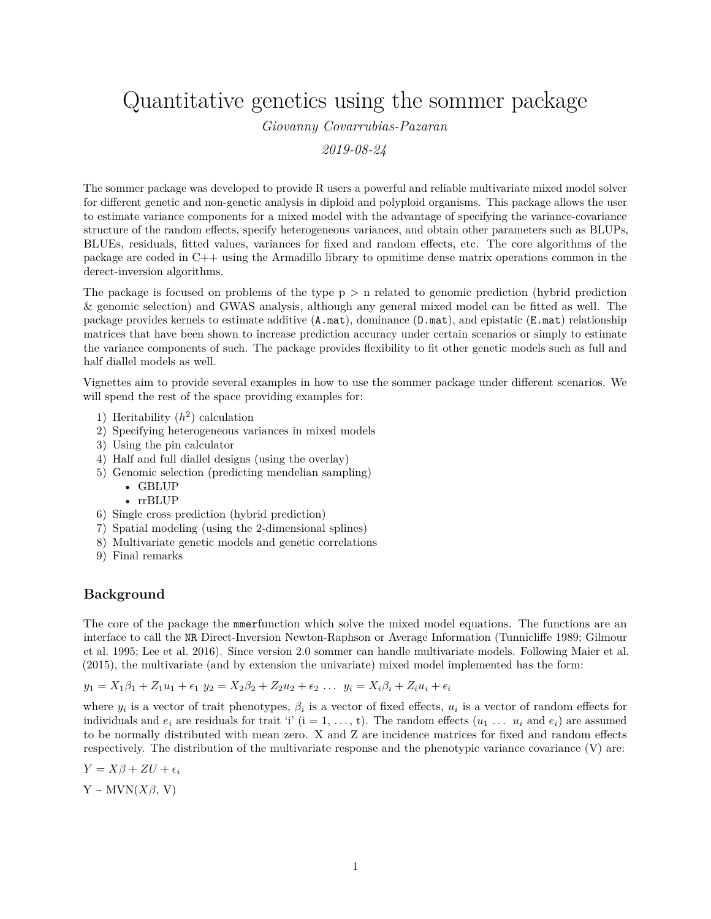# Quantitative genetics using the sommer package

*Giovanny Covarrubias-Pazaran*

*2019-08-24*

The sommer package was developed to provide R users a powerful and reliable multivariate mixed model solver for different genetic and non-genetic analysis in diploid and polyploid organisms. This package allows the user to estimate variance components for a mixed model with the advantage of specifying the variance-covariance structure of the random effects, specify heterogeneous variances, and obtain other parameters such as BLUPs, BLUEs, residuals, fitted values, variances for fixed and random effects, etc. The core algorithms of the package are coded in C++ using the Armadillo library to opmitime dense matrix operations common in the derect-inversion algorithms.

The package is focused on problems of the type p > n related to genomic prediction (hybrid prediction & genomic selection) and GWAS analysis, although any general mixed model can be fitted as well. The package provides kernels to estimate additive (`A.mat`), dominance (`D.mat`), and epistatic (`E.mat`) relationship matrices that have been shown to increase prediction accuracy under certain scenarios or simply to estimate the variance components of such. The package provides flexibility to fit other genetic models such as full and half diallel models as well.

Vignettes aim to provide several examples in how to use the sommer package under different scenarios. We will spend the rest of the space providing examples for:

1) Heritability ($h^2$) calculation
2) Specifying heterogeneous variances in mixed models
3) Using the pin calculator
4) Half and full diallel designs (using the overlay)
5) Genomic selection (predicting mendelian sampling)
    - GBLUP
    - rrBLUP
6) Single cross prediction (hybrid prediction)
7) Spatial modeling (using the 2-dimensional splines)
8) Multivariate genetic models and genetic correlations
9) Final remarks

## Background

The core of the package the `mmer`function which solve the mixed model equations. The functions are an interface to call the `NR` Direct-Inversion Newton-Raphson or Average Information (Tunnicliffe 1989; Gilmour et al. 1995; Lee et al. 2016). Since version 2.0 sommer can handle multivariate models. Following Maier et al. (2015), the multivariate (and by extension the univariate) mixed model implemented has the form:

$y_1 = X_1\beta_1 + Z_1u_1 + \epsilon_1$ $y_2 = X_2\beta_2 + Z_2u_2 + \epsilon_2$ ... $y_i = X_i\beta_i + Z_iu_i + \epsilon_i$

where $y_i$ is a vector of trait phenotypes, $\beta_i$ is a vector of fixed effects, $u_i$ is a vector of random effects for individuals and $e_i$ are residuals for trait 'i' (i = 1, ..., t). The random effects ($u_1$ ... $u_i$ and $e_i$) are assumed to be normally distributed with mean zero. X and Z are incidence matrices for fixed and random effects respectively. The distribution of the multivariate response and the phenotypic variance covariance (V) are:

$Y = X\beta + ZU + \epsilon_i$

Y ~ MVN($X\beta$, V)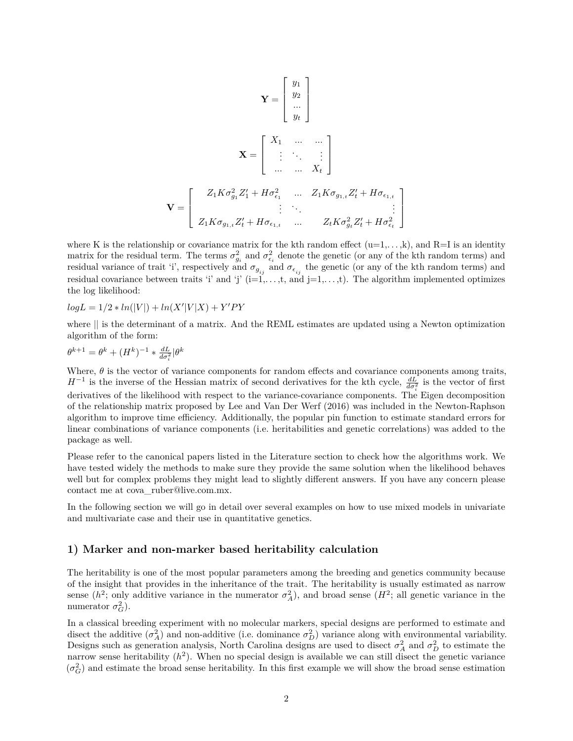$$\mathbf{Y} = \begin{bmatrix} y_1 \\ y_2 \\ ... \\ y_t \end{bmatrix}$$

$$\mathbf{X} = \begin{bmatrix} X_1 & ... & ... \\ \vdots & \ddots & \vdots \\ ... & ... & X_t \end{bmatrix}$$

$$\mathbf{V} = \begin{bmatrix} Z_1 K \sigma^2_{g_1} Z_1' + H\sigma^2_{\epsilon_1} & ... & Z_1 K \sigma_{g_{1,t}} Z_t' + H\sigma_{\epsilon_{1,t}} \\ \vdots & \ddots & \vdots \\ Z_1 K \sigma_{g_{1,t}} Z_t' + H\sigma_{\epsilon_{1,t}} & ... & Z_t K \sigma^2_{g_t} Z_t' + H\sigma^2_{\epsilon_t} \end{bmatrix}$$

where K is the relationship or covariance matrix for the kth random effect (u=1,…,k), and R=I is an identity matrix for the residual term. The terms $\sigma^2_{g_i}$ and $\sigma^2_{\epsilon_i}$ denote the genetic (or any of the kth random terms) and residual variance of trait 'i', respectively and $\sigma_{g_{ij}}$ and $\sigma_{\epsilon_{ij}}$ the genetic (or any of the kth random terms) and residual covariance between traits 'i' and 'j' (i=1,…,t, and j=1,…,t). The algorithm implemented optimizes the log likelihood:

$logL = 1/2 * ln(|V|) + ln(X'|V|X) + Y'PY$

where || is the determinant of a matrix. And the REML estimates are updated using a Newton optimization algorithm of the form:

$\theta^{k+1} = \theta^k + (H^k)^{-1} * \frac{dL}{d\sigma^2_i}|\theta^k$

Where, $\theta$ is the vector of variance components for random effects and covariance components among traits, $H^{-1}$ is the inverse of the Hessian matrix of second derivatives for the kth cycle, $\frac{dL}{d\sigma^2_i}$ is the vector of first derivatives of the likelihood with respect to the variance-covariance components. The Eigen decomposition of the relationship matrix proposed by Lee and Van Der Werf (2016) was included in the Newton-Raphson algorithm to improve time efficiency. Additionally, the popular pin function to estimate standard errors for linear combinations of variance components (i.e. heritabilities and genetic correlations) was added to the package as well.

Please refer to the canonical papers listed in the Literature section to check how the algorithms work. We have tested widely the methods to make sure they provide the same solution when the likelihood behaves well but for complex problems they might lead to slightly different answers. If you have any concern please contact me at cova_ruber@live.com.mx.

In the following section we will go in detail over several examples on how to use mixed models in univariate and multivariate case and their use in quantitative genetics.

## 1) Marker and non-marker based heritability calculation

The heritability is one of the most popular parameters among the breeding and genetics community because of the insight that provides in the inheritance of the trait. The heritability is usually estimated as narrow sense ($h^2$; only additive variance in the numerator $\sigma^2_A$), and broad sense ($H^2$; all genetic variance in the numerator $\sigma^2_G$).

In a classical breeding experiment with no molecular markers, special designs are performed to estimate and disect the additive ($\sigma^2_A$) and non-additive (i.e. dominance $\sigma^2_D$) variance along with environmental variability. Designs such as generation analysis, North Carolina designs are used to disect $\sigma^2_A$ and $\sigma^2_D$ to estimate the narrow sense heritability ($h^2$). When no special design is available we can still disect the genetic variance ($\sigma^2_G$) and estimate the broad sense heritability. In this first example we will show the broad sense estimation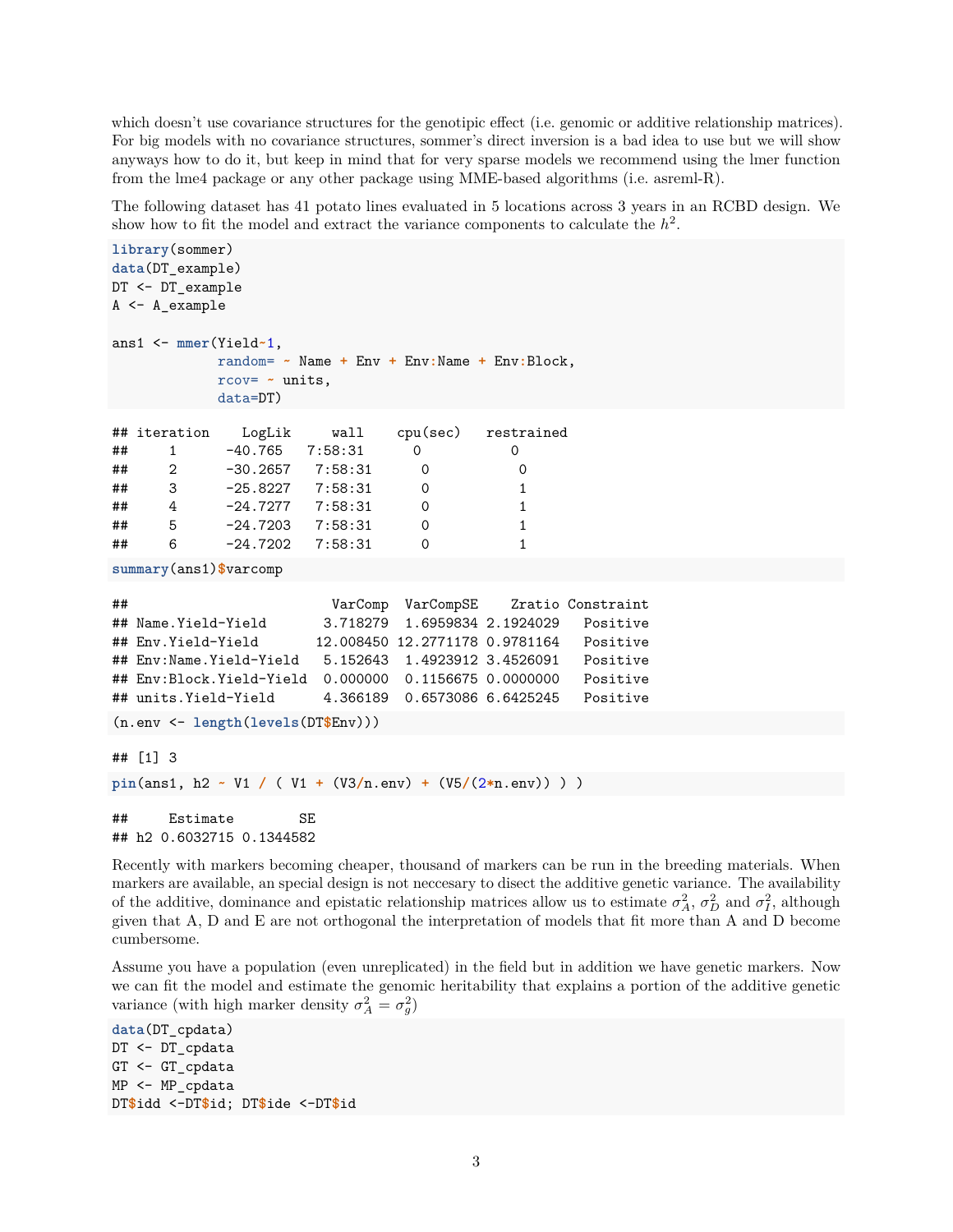which doesn't use covariance structures for the genotipic effect (i.e. genomic or additive relationship matrices). For big models with no covariance structures, sommer's direct inversion is a bad idea to use but we will show anyways how to do it, but keep in mind that for very sparse models we recommend using the lmer function from the lme4 package or any other package using MME-based algorithms (i.e. asreml-R).

The following dataset has 41 potato lines evaluated in 5 locations across 3 years in an RCBD design. We show how to fit the model and extract the variance components to calculate the $h^2$.

```
library(sommer)
data(DT_example)
DT <- DT_example
A <- A_example

ans1 <- mmer(Yield~1,
             random= ~ Name + Env + Env:Name + Env:Block,
             rcov= ~ units,
             data=DT)
```

```
## iteration    LogLik     wall    cpu(sec)   restrained
##     1      -40.765   7:58:31      0           0
##     2      -30.2657   7:58:31      0           0
##     3      -25.8227   7:58:31      0           1
##     4      -24.7277   7:58:31      0           1
##     5      -24.7203   7:58:31      0           1
##     6      -24.7202   7:58:31      0           1
```

```
summary(ans1)$varcomp
```

```
##                          VarComp  VarCompSE    Zratio Constraint
## Name.Yield-Yield        3.718279  1.6959834 2.1924029   Positive
## Env.Yield-Yield        12.008450 12.2771178 0.9781164   Positive
## Env:Name.Yield-Yield    5.152643  1.4923912 3.4526091   Positive
## Env:Block.Yield-Yield   0.000000  0.1156675 0.0000000   Positive
## units.Yield-Yield       4.366189  0.6573086 6.6425245   Positive
```

```
(n.env <- length(levels(DT$Env)))
```

```
## [1] 3
```

```
pin(ans1, h2 ~ V1 / ( V1 + (V3/n.env) + (V5/(2*n.env)) ) )
```

```
##     Estimate        SE
## h2 0.6032715 0.1344582
```

Recently with markers becoming cheaper, thousand of markers can be run in the breeding materials. When markers are available, an special design is not neccesary to disect the additive genetic variance. The availability of the additive, dominance and epistatic relationship matrices allow us to estimate $\sigma^2_A$, $\sigma^2_D$ and $\sigma^2_I$, although given that A, D and E are not orthogonal the interpretation of models that fit more than A and D become cumbersome.

Assume you have a population (even unreplicated) in the field but in addition we have genetic markers. Now we can fit the model and estimate the genomic heritability that explains a portion of the additive genetic variance (with high marker density $\sigma^2_A = \sigma^2_g$)

```
data(DT_cpdata)
DT <- DT_cpdata
GT <- GT_cpdata
MP <- MP_cpdata
DT$idd <-DT$id; DT$ide <-DT$id
```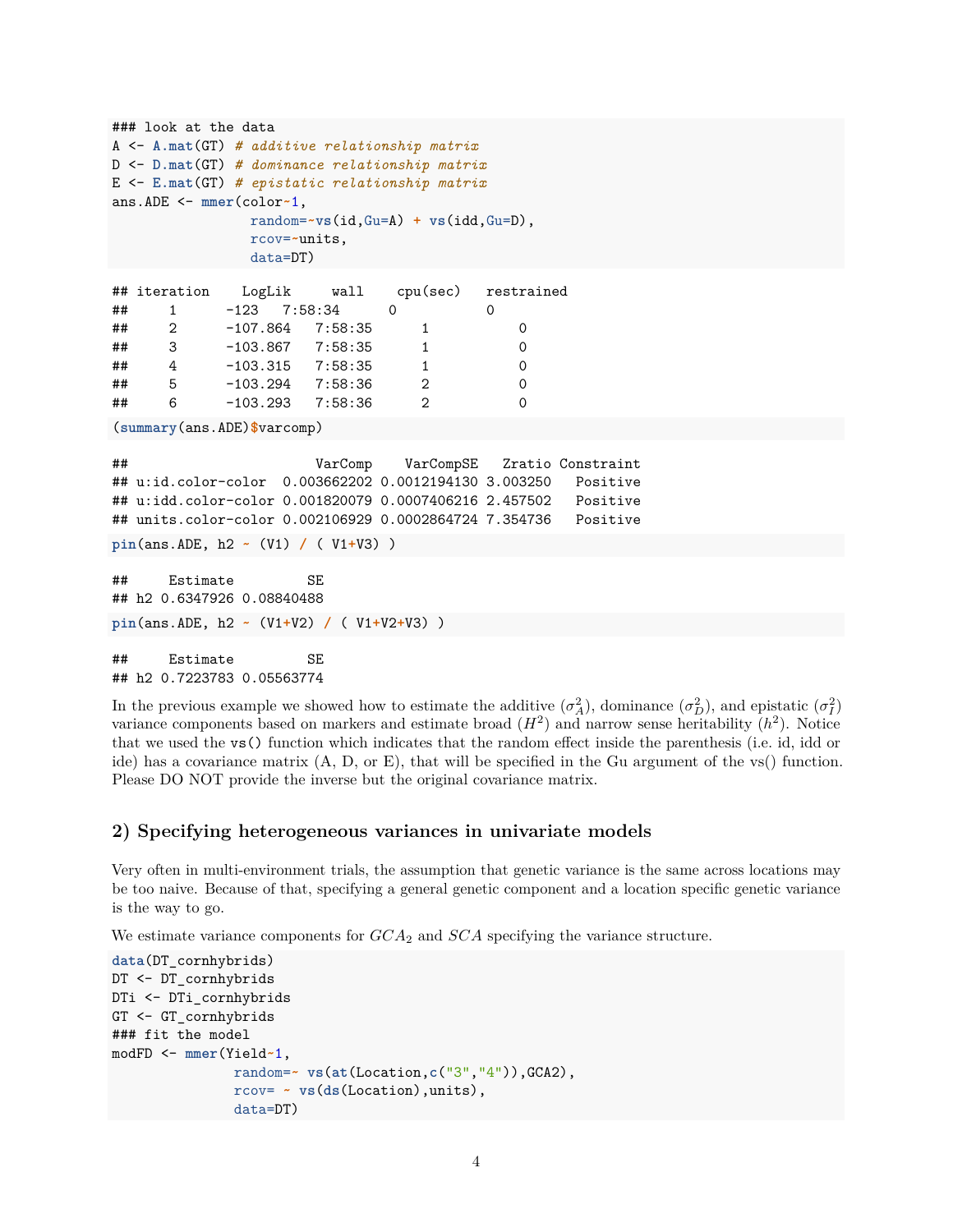```
### look at the data
A <- A.mat(GT) # additive relationship matrix
D <- D.mat(GT) # dominance relationship matrix
E <- E.mat(GT) # epistatic relationship matrix
ans.ADE <- mmer(color~1,
                random=~vs(id,Gu=A) + vs(idd,Gu=D),
                rcov=~units,
                data=DT)
```

```
## iteration    LogLik     wall    cpu(sec)   restrained
##     1      -123   7:58:34      0           0
##     2      -107.864   7:58:35      1           0
##     3      -103.867   7:58:35      1           0
##     4      -103.315   7:58:35      1           0
##     5      -103.294   7:58:36      2           0
##     6      -103.293   7:58:36      2           0
```

```
(summary(ans.ADE)$varcomp)
```

```
##                       VarComp    VarCompSE   Zratio Constraint
## u:id.color-color  0.003662202 0.0012194130 3.003250   Positive
## u:idd.color-color 0.001820079 0.0007406216 2.457502   Positive
## units.color-color 0.002106929 0.0002864724 7.354736   Positive
```

```
pin(ans.ADE, h2 ~ (V1) / ( V1+V3) )
```

```
##     Estimate         SE
## h2 0.6347926 0.08840488
```

```
pin(ans.ADE, h2 ~ (V1+V2) / ( V1+V2+V3) )
```

```
##     Estimate         SE
## h2 0.7223783 0.05563774
```

In the previous example we showed how to estimate the additive ($\sigma^2_A$), dominance ($\sigma^2_D$), and epistatic ($\sigma^2_I$) variance components based on markers and estimate broad ($H^2$) and narrow sense heritability ($h^2$). Notice that we used the `vs()` function which indicates that the random effect inside the parenthesis (i.e. id, idd or ide) has a covariance matrix (A, D, or E), that will be specified in the Gu argument of the vs() function. Please DO NOT provide the inverse but the original covariance matrix.

## 2) Specifying heterogeneous variances in univariate models

Very often in multi-environment trials, the assumption that genetic variance is the same across locations may be too naive. Because of that, specifying a general genetic component and a location specific genetic variance is the way to go.

We estimate variance components for $GCA_2$ and $SCA$ specifying the variance structure.

```
data(DT_cornhybrids)
DT <- DT_cornhybrids
DTi <- DTi_cornhybrids
GT <- GT_cornhybrids
### fit the model
modFD <- mmer(Yield~1,
              random=~ vs(at(Location,c("3","4")),GCA2),
              rcov= ~ vs(ds(Location),units),
              data=DT)
```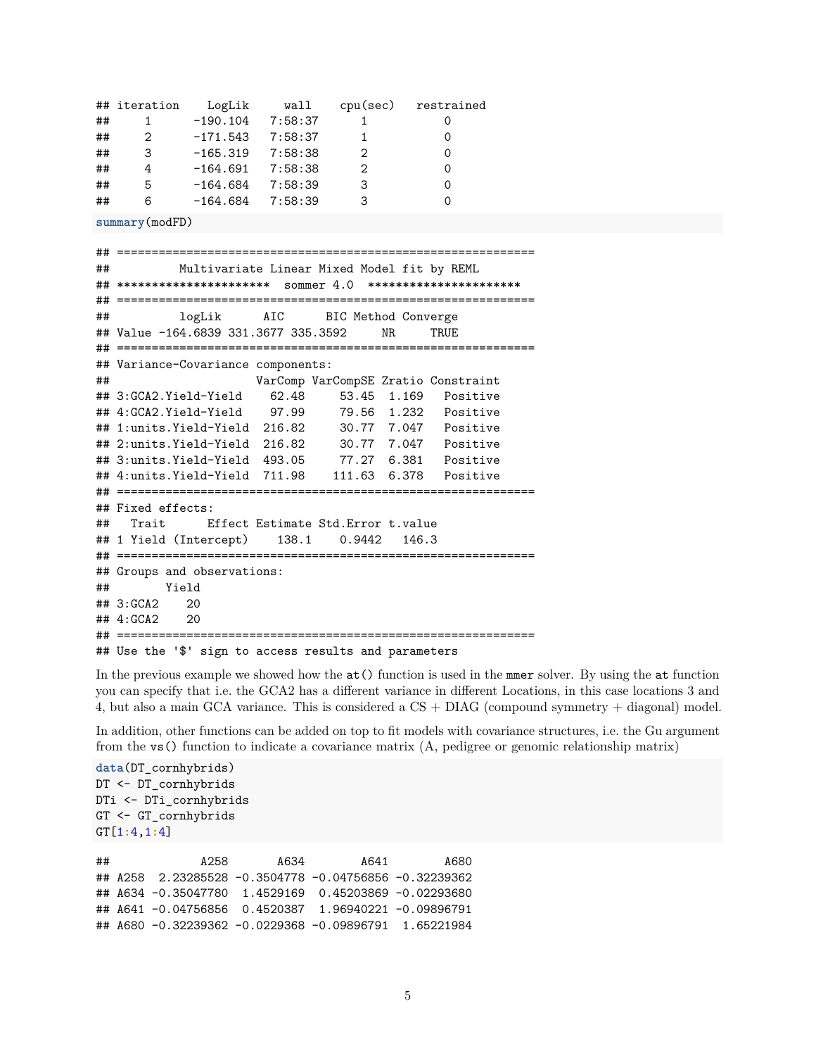```
## iteration    LogLik     wall    cpu(sec)   restrained
##     1      -190.104   7:58:37      1           0
##     2      -171.543   7:58:37      1           0
##     3      -165.319   7:58:38      2           0
##     4      -164.691   7:58:38      2           0
##     5      -164.684   7:58:39      3           0
##     6      -164.684   7:58:39      3           0
```

```
summary(modFD)
```

```
## ============================================================
##          Multivariate Linear Mixed Model fit by REML
## **********************  sommer 4.0  **********************
## ============================================================
##          logLik      AIC      BIC Method Converge
## Value -164.6839 331.3677 335.3592     NR     TRUE
## ============================================================
## Variance-Covariance components:
##                      VarComp VarCompSE Zratio Constraint
## 3:GCA2.Yield-Yield    62.48     53.45  1.169   Positive
## 4:GCA2.Yield-Yield    97.99     79.56  1.232   Positive
## 1:units.Yield-Yield  216.82     30.77  7.047   Positive
## 2:units.Yield-Yield  216.82     30.77  7.047   Positive
## 3:units.Yield-Yield  493.05     77.27  6.381   Positive
## 4:units.Yield-Yield  711.98    111.63  6.378   Positive
## ============================================================
## Fixed effects:
##   Trait      Effect Estimate Std.Error t.value
## 1 Yield (Intercept)    138.1    0.9442   146.3
## ============================================================
## Groups and observations:
##        Yield
## 3:GCA2    20
## 4:GCA2    20
## ============================================================
## Use the '$' sign to access results and parameters
```

In the previous example we showed how the `at()` function is used in the `mmer` solver. By using the `at` function you can specify that i.e. the GCA2 has a different variance in different Locations, in this case locations 3 and 4, but also a main GCA variance. This is considered a CS + DIAG (compound symmetry + diagonal) model.

In addition, other functions can be added on top to fit models with covariance structures, i.e. the Gu argument from the `vs()` function to indicate a covariance matrix (A, pedigree or genomic relationship matrix)

```
data(DT_cornhybrids)
DT <- DT_cornhybrids
DTi <- DTi_cornhybrids
GT <- GT_cornhybrids
GT[1:4,1:4]
```

```
##             A258       A634        A641        A680
## A258  2.23285528 -0.3504778 -0.04756856 -0.32239362
## A634 -0.35047780  1.4529169  0.45203869 -0.02293680
## A641 -0.04756856  0.4520387  1.96940221 -0.09896791
## A680 -0.32239362 -0.0229368 -0.09896791  1.65221984
```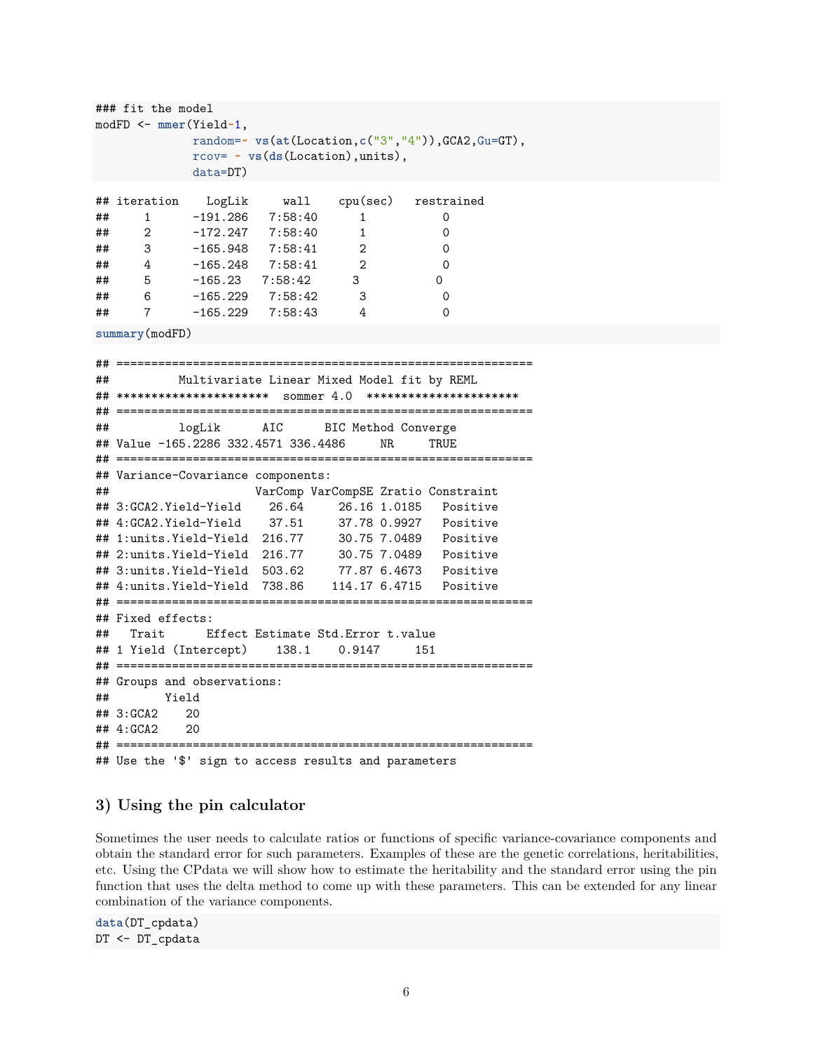```
### fit the model
modFD <- mmer(Yield~1,
              random=~ vs(at(Location,c("3","4")),GCA2,Gu=GT),
              rcov= ~ vs(ds(Location),units),
              data=DT)
```

```
## iteration    LogLik     wall    cpu(sec)   restrained
##     1      -191.286   7:58:40      1           0
##     2      -172.247   7:58:40      1           0
##     3      -165.948   7:58:41      2           0
##     4      -165.248   7:58:41      2           0
##     5      -165.23   7:58:42      3           0
##     6      -165.229   7:58:42      3           0
##     7      -165.229   7:58:43      4           0
```

```
summary(modFD)
```

```
## ============================================================
##          Multivariate Linear Mixed Model fit by REML
## **********************  sommer 4.0  **********************
## ============================================================
##          logLik      AIC      BIC Method Converge
## Value -165.2286 332.4571 336.4486     NR     TRUE
## ============================================================
## Variance-Covariance components:
##                     VarComp VarCompSE Zratio Constraint
## 3:GCA2.Yield-Yield    26.64     26.16 1.0185   Positive
## 4:GCA2.Yield-Yield    37.51     37.78 0.9927   Positive
## 1:units.Yield-Yield  216.77     30.75 7.0489   Positive
## 2:units.Yield-Yield  216.77     30.75 7.0489   Positive
## 3:units.Yield-Yield  503.62     77.87 6.4673   Positive
## 4:units.Yield-Yield  738.86    114.17 6.4715   Positive
## ============================================================
## Fixed effects:
##   Trait      Effect Estimate Std.Error t.value
## 1 Yield (Intercept)    138.1    0.9147     151
## ============================================================
## Groups and observations:
##        Yield
## 3:GCA2    20
## 4:GCA2    20
## ============================================================
## Use the '$' sign to access results and parameters
```

## 3) Using the pin calculator

Sometimes the user needs to calculate ratios or functions of specific variance-covariance components and obtain the standard error for such parameters. Examples of these are the genetic correlations, heritabilities, etc. Using the CPdata we will show how to estimate the heritability and the standard error using the pin function that uses the delta method to come up with these parameters. This can be extended for any linear combination of the variance components.

```
data(DT_cpdata)
DT <- DT_cpdata
```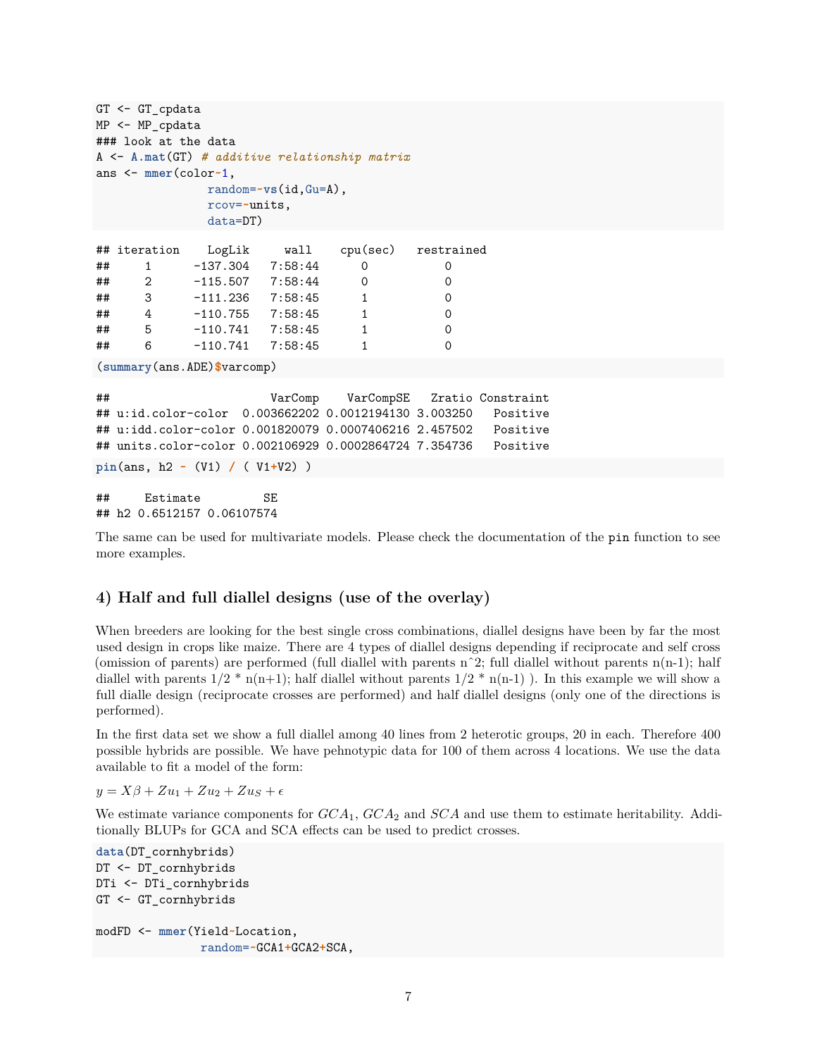```
GT <- GT_cpdata
MP <- MP_cpdata
### look at the data
A <- A.mat(GT) # additive relationship matrix
ans <- mmer(color~1,
                random=~vs(id,Gu=A),
                rcov=~units,
                data=DT)
```

```
## iteration    LogLik     wall    cpu(sec)   restrained
##     1      -137.304   7:58:44      0           0
##     2      -115.507   7:58:44      0           0
##     3      -111.236   7:58:45      1           0
##     4      -110.755   7:58:45      1           0
##     5      -110.741   7:58:45      1           0
##     6      -110.741   7:58:45      1           0
```

```
(summary(ans.ADE)$varcomp)
```

```
##                        VarComp    VarCompSE   Zratio Constraint
## u:id.color-color  0.003662202 0.0012194130 3.003250   Positive
## u:idd.color-color 0.001820079 0.0007406216 2.457502   Positive
## units.color-color 0.002106929 0.0002864724 7.354736   Positive
```

```
pin(ans, h2 ~ (V1) / ( V1+V2) )
```

```
##     Estimate         SE
## h2 0.6512157 0.06107574
```

The same can be used for multivariate models. Please check the documentation of the `pin` function to see more examples.

## 4) Half and full diallel designs (use of the overlay)

When breeders are looking for the best single cross combinations, diallel designs have been by far the most used design in crops like maize. There are 4 types of diallel designs depending if reciprocate and self cross (omission of parents) are performed (full diallel with parents n^2; full diallel without parents n(n-1); half diallel with parents 1/2 * n(n+1); half diallel without parents 1/2 * n(n-1) ). In this example we will show a full dialle design (reciprocate crosses are performed) and half diallel designs (only one of the directions is performed).

In the first data set we show a full diallel among 40 lines from 2 heterotic groups, 20 in each. Therefore 400 possible hybrids are possible. We have pehnotypic data for 100 of them across 4 locations. We use the data available to fit a model of the form:

$y = X\beta + Zu_1 + Zu_2 + Zu_S + \epsilon$

We estimate variance components for $GCA_1$, $GCA_2$ and $SCA$ and use them to estimate heritability. Additionally BLUPs for GCA and SCA effects can be used to predict crosses.

```
data(DT_cornhybrids)
DT <- DT_cornhybrids
DTi <- DTi_cornhybrids
GT <- GT_cornhybrids

modFD <- mmer(Yield~Location,
              random=~GCA1+GCA2+SCA,
```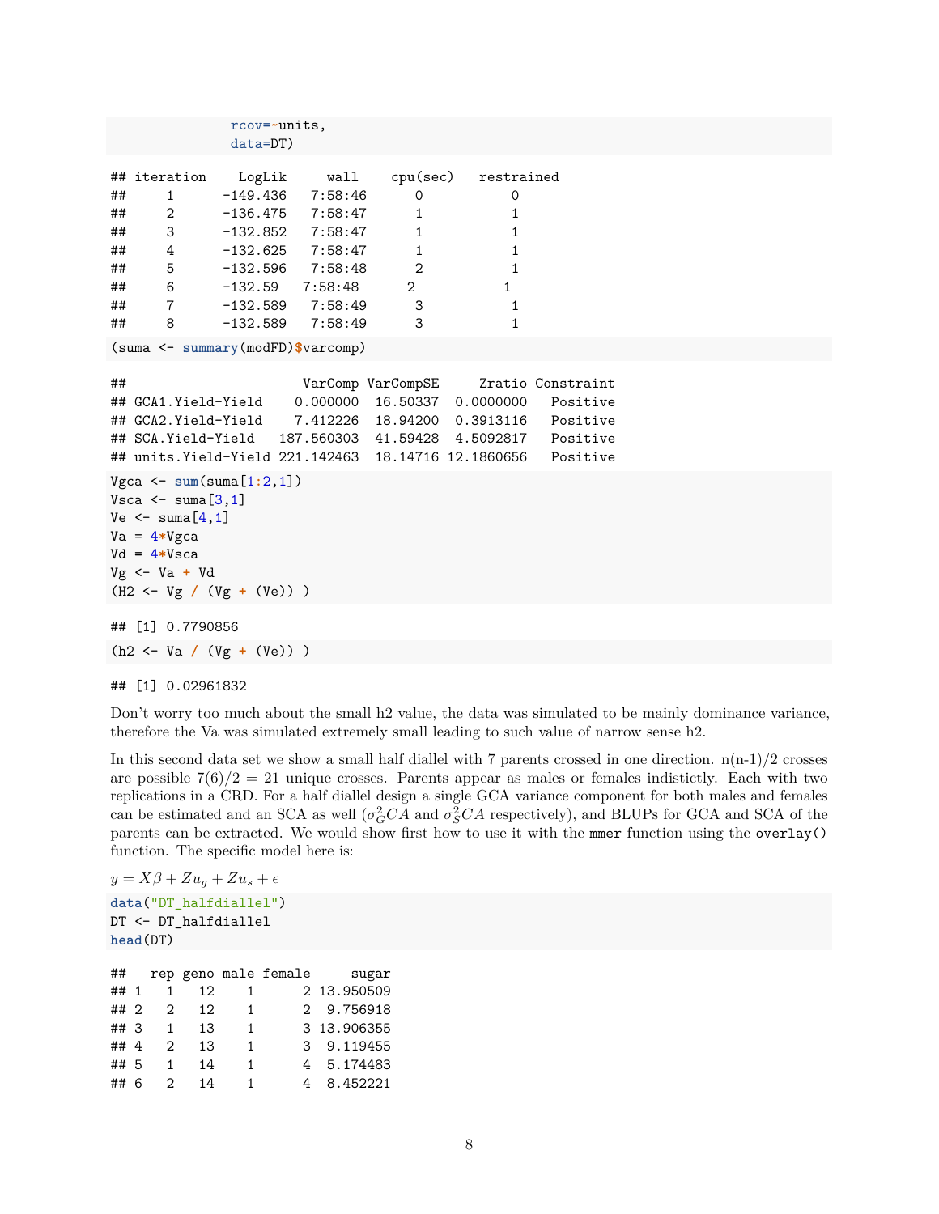```
             rcov=~units,
             data=DT)
```

```
## iteration    LogLik     wall    cpu(sec)   restrained
##     1      -149.436   7:58:46      0           0
##     2      -136.475   7:58:47      1           1
##     3      -132.852   7:58:47      1           1
##     4      -132.625   7:58:47      1           1
##     5      -132.596   7:58:48      2           1
##     6      -132.59   7:58:48      2           1
##     7      -132.589   7:58:49      3           1
##     8      -132.589   7:58:49      3           1
```

```
(suma <- summary(modFD)$varcomp)
```

```
##                      VarComp VarCompSE     Zratio Constraint
## GCA1.Yield-Yield    0.000000  16.50337  0.0000000   Positive
## GCA2.Yield-Yield    7.412226  18.94200  0.3913116   Positive
## SCA.Yield-Yield   187.560303  41.59428  4.5092817   Positive
## units.Yield-Yield 221.142463  18.14716 12.1860656   Positive
```

```
Vgca <- sum(suma[1:2,1])
Vsca <- suma[3,1]
Ve <- suma[4,1]
Va = 4*Vgca
Vd = 4*Vsca
Vg <- Va + Vd
(H2 <- Vg / (Vg + (Ve)) )
```

```
## [1] 0.7790856
```

```
(h2 <- Va / (Vg + (Ve)) )
```

```
## [1] 0.02961832
```

Don't worry too much about the small h2 value, the data was simulated to be mainly dominance variance, therefore the Va was simulated extremely small leading to such value of narrow sense h2.

In this second data set we show a small half diallel with 7 parents crossed in one direction. n(n-1)/2 crosses are possible 7(6)/2 = 21 unique crosses. Parents appear as males or females indistictly. Each with two replications in a CRD. For a half diallel design a single GCA variance component for both males and females can be estimated and an SCA as well ($\sigma^2_G CA$ and $\sigma^2_S CA$ respectively), and BLUPs for GCA and SCA of the parents can be extracted. We would show first how to use it with the `mmer` function using the `overlay()` function. The specific model here is:

$y = X\beta + Zu_g + Zu_s + \epsilon$

```
data("DT_halfdiallel")
DT <- DT_halfdiallel
head(DT)
```

```
##   rep geno male female     sugar
## 1   1   12    1      2 13.950509
## 2   2   12    1      2  9.756918
## 3   1   13    1      3 13.906355
## 4   2   13    1      3  9.119455
## 5   1   14    1      4  5.174483
## 6   2   14    1      4  8.452221
```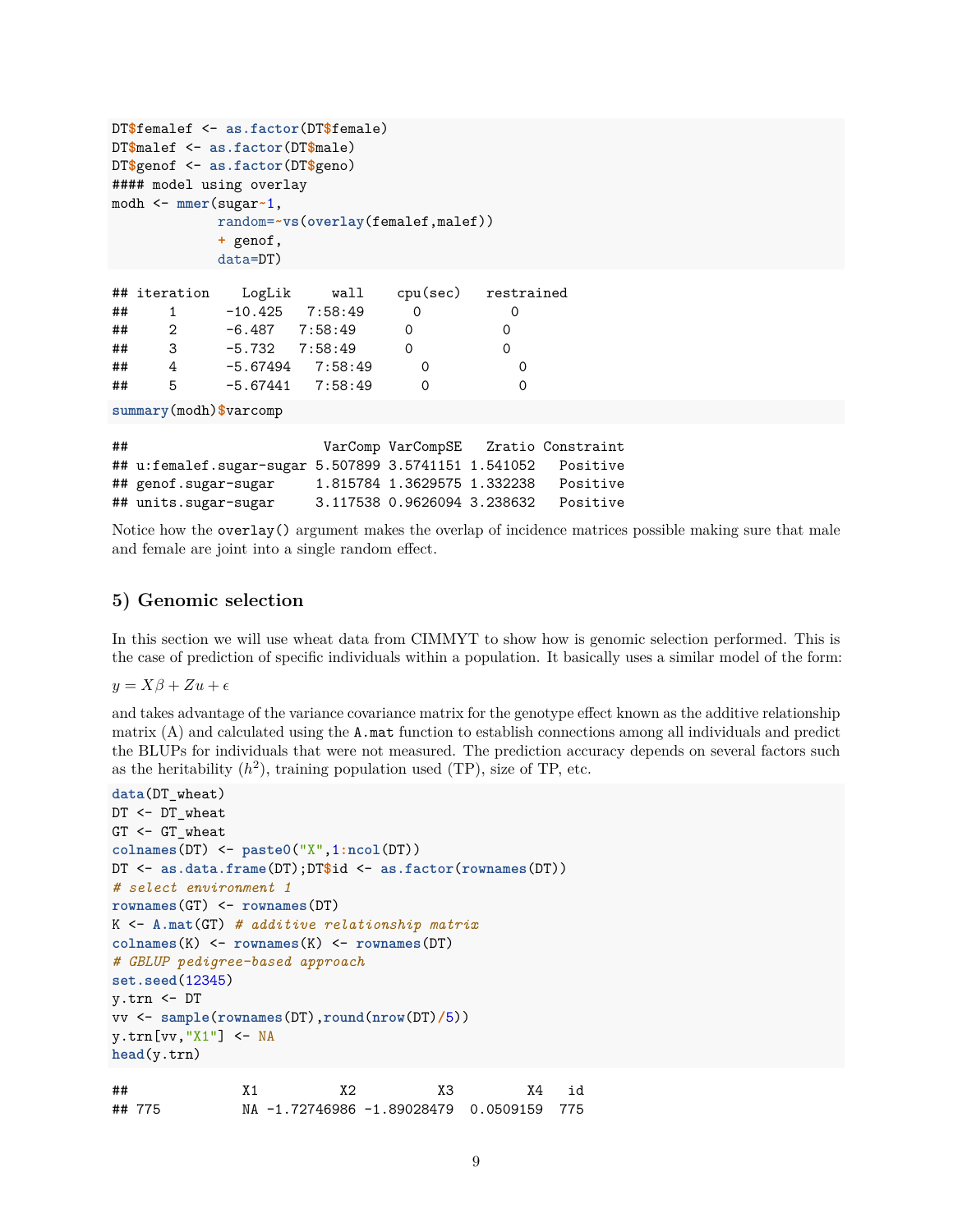```
DT$femalef <- as.factor(DT$female)
DT$malef <- as.factor(DT$male)
DT$genof <- as.factor(DT$geno)
#### model using overlay
modh <- mmer(sugar~1,
             random=~vs(overlay(femalef,malef))
             + genof,
             data=DT)
```

```
## iteration    LogLik     wall    cpu(sec)   restrained
##     1      -10.425   7:58:49      0           0
##     2      -6.487   7:58:49      0           0
##     3      -5.732   7:58:49      0           0
##     4      -5.67494   7:58:49      0           0
##     5      -5.67441   7:58:49      0           0
```

```
summary(modh)$varcomp
```

```
##                         VarComp VarCompSE   Zratio Constraint
## u:femalef.sugar-sugar 5.507899 3.5741151 1.541052   Positive
## genof.sugar-sugar     1.815784 1.3629575 1.332238   Positive
## units.sugar-sugar     3.117538 0.9626094 3.238632   Positive
```

Notice how the `overlay()` argument makes the overlap of incidence matrices possible making sure that male and female are joint into a single random effect.

## 5) Genomic selection

In this section we will use wheat data from CIMMYT to show how is genomic selection performed. This is the case of prediction of specific individuals within a population. It basically uses a similar model of the form:

$y = X\beta + Zu + \epsilon$

and takes advantage of the variance covariance matrix for the genotype effect known as the additive relationship matrix (A) and calculated using the `A.mat` function to establish connections among all individuals and predict the BLUPs for individuals that were not measured. The prediction accuracy depends on several factors such as the heritability ($h^2$), training population used (TP), size of TP, etc.

```
data(DT_wheat)
DT <- DT_wheat
GT <- GT_wheat
colnames(DT) <- paste0("X",1:ncol(DT))
DT <- as.data.frame(DT);DT$id <- as.factor(rownames(DT))
# select environment 1
rownames(GT) <- rownames(DT)
K <- A.mat(GT) # additive relationship matrix
colnames(K) <- rownames(K) <- rownames(DT)
# GBLUP pedigree-based approach
set.seed(12345)
y.trn <- DT
vv <- sample(rownames(DT),round(nrow(DT)/5))
y.trn[vv,"X1"] <- NA
head(y.trn)
```

```
##              X1          X2          X3         X4   id
## 775          NA -1.72746986 -1.89028479  0.0509159  775
```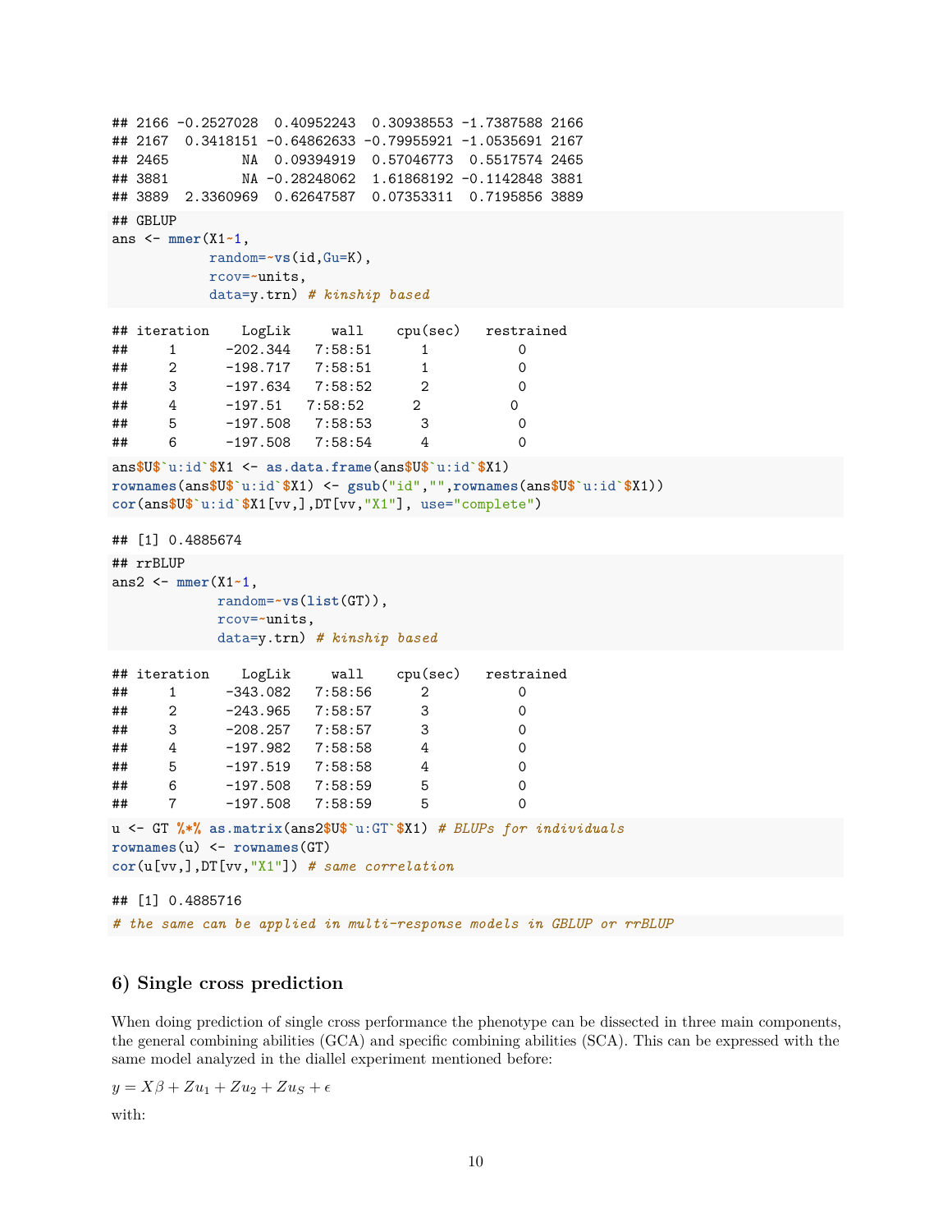```
## 2166 -0.2527028  0.40952243  0.30938553 -1.7387588 2166
## 2167  0.3418151 -0.64862633 -0.79955921 -1.0535691 2167
## 2465         NA  0.09394919  0.57046773  0.5517574 2465
## 3881         NA -0.28248062  1.61868192 -0.1142848 3881
## 3889  2.3360969  0.62647587  0.07353311  0.7195856 3889
```

```
## GBLUP
ans <- mmer(X1~1,
            random=~vs(id,Gu=K),
            rcov=~units,
            data=y.trn) # kinship based
```

```
## iteration    LogLik     wall    cpu(sec)   restrained
##     1      -202.344   7:58:51      1           0
##     2      -198.717   7:58:51      1           0
##     3      -197.634   7:58:52      2           0
##     4      -197.51   7:58:52      2           0
##     5      -197.508   7:58:53      3           0
##     6      -197.508   7:58:54      4           0
```

```
ans$U$`u:id`$X1 <- as.data.frame(ans$U$`u:id`$X1)
rownames(ans$U$`u:id`$X1) <- gsub("id","",rownames(ans$U$`u:id`$X1))
cor(ans$U$`u:id`$X1[vv,],DT[vv,"X1"], use="complete")
```

```
## [1] 0.4885674
```

```
## rrBLUP
ans2 <- mmer(X1~1,
             random=~vs(list(GT)),
             rcov=~units,
             data=y.trn) # kinship based
```

```
## iteration    LogLik     wall    cpu(sec)   restrained
##     1      -343.082   7:58:56      2           0
##     2      -243.965   7:58:57      3           0
##     3      -208.257   7:58:57      3           0
##     4      -197.982   7:58:58      4           0
##     5      -197.519   7:58:58      4           0
##     6      -197.508   7:58:59      5           0
##     7      -197.508   7:58:59      5           0
```

```
u <- GT %*% as.matrix(ans2$U$`u:GT`$X1) # BLUPs for individuals
rownames(u) <- rownames(GT)
cor(u[vv,],DT[vv,"X1"]) # same correlation
```

```
## [1] 0.4885716
```

```
# the same can be applied in multi-response models in GBLUP or rrBLUP
```

### 6) Single cross prediction

When doing prediction of single cross performance the phenotype can be dissected in three main components, the general combining abilities (GCA) and specific combining abilities (SCA). This can be expressed with the same model analyzed in the diallel experiment mentioned before:

$y = X\beta + Zu_1 + Zu_2 + Zu_S + \epsilon$

with: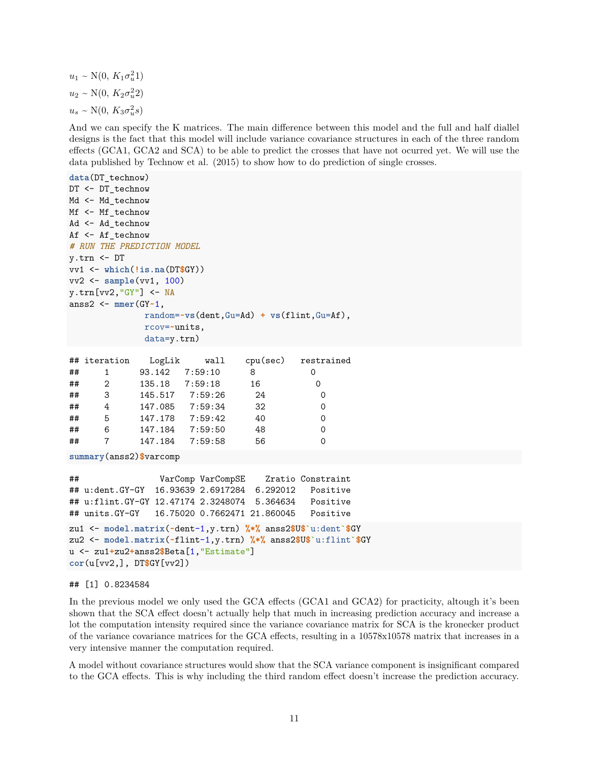$u_1$ ~ N(0, $K_1\sigma^2_u 1$)

$u_2$ ~ N(0, $K_2\sigma^2_u 2$)

$u_s$ ~ N(0, $K_3\sigma^2_u s$)

And we can specify the K matrices. The main difference between this model and the full and half diallel designs is the fact that this model will include variance covariance structures in each of the three random effects (GCA1, GCA2 and SCA) to be able to predict the crosses that have not ocurred yet. We will use the data published by Technow et al. (2015) to show how to do prediction of single crosses.

```
data(DT_technow)
DT <- DT_technow
Md <- Md_technow
Mf <- Mf_technow
Ad <- Ad_technow
Af <- Af_technow
# RUN THE PREDICTION MODEL
y.trn <- DT
vv1 <- which(!is.na(DT$GY))
vv2 <- sample(vv1, 100)
y.trn[vv2,"GY"] <- NA
anss2 <- mmer(GY~1,
              random=~vs(dent,Gu=Ad) + vs(flint,Gu=Af),
              rcov=~units,
              data=y.trn)
```

```
## iteration    LogLik     wall    cpu(sec)   restrained
##     1      93.142   7:59:10      8           0
##     2      135.18   7:59:18      16           0
##     3      145.517   7:59:26      24           0
##     4      147.085   7:59:34      32           0
##     5      147.178   7:59:42      40           0
##     6      147.184   7:59:50      48           0
##     7      147.184   7:59:58      56           0
```

```
summary(anss2)$varcomp
```

```
##                  VarComp VarCompSE    Zratio Constraint
## u:dent.GY-GY   16.93639 2.6917284  6.292012   Positive
## u:flint.GY-GY 12.47174 2.3248074  5.364634   Positive
## units.GY-GY   16.75020 0.7662471 21.860045   Positive
```

```
zu1 <- model.matrix(~dent-1,y.trn) %*% anss2$U$`u:dent`$GY
zu2 <- model.matrix(~flint-1,y.trn) %*% anss2$U$`u:flint`$GY
u <- zu1+zu2+anss2$Beta[1,"Estimate"]
cor(u[vv2,], DT$GY[vv2])
```

```
## [1] 0.8234584
```

In the previous model we only used the GCA effects (GCA1 and GCA2) for practicity, altough it's been shown that the SCA effect doesn't actually help that much in increasing prediction accuracy and increase a lot the computation intensity required since the variance covariance matrix for SCA is the kronecker product of the variance covariance matrices for the GCA effects, resulting in a 10578x10578 matrix that increases in a very intensive manner the computation required.

A model without covariance structures would show that the SCA variance component is insignificant compared to the GCA effects. This is why including the third random effect doesn't increase the prediction accuracy.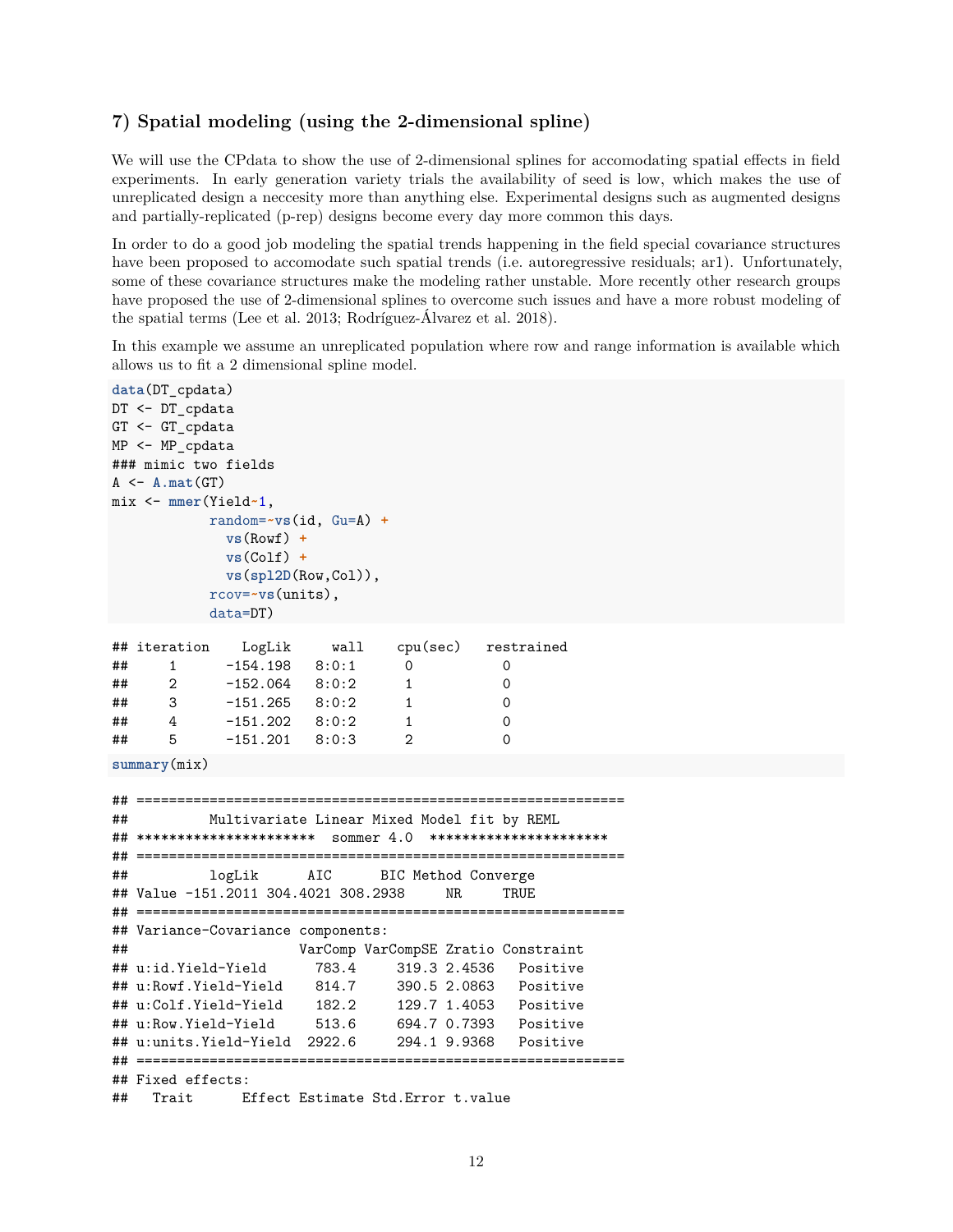### 7) Spatial modeling (using the 2-dimensional spline)

We will use the CPdata to show the use of 2-dimensional splines for accomodating spatial effects in field experiments. In early generation variety trials the availability of seed is low, which makes the use of unreplicated design a neccesity more than anything else. Experimental designs such as augmented designs and partially-replicated (p-rep) designs become every day more common this days.

In order to do a good job modeling the spatial trends happening in the field special covariance structures have been proposed to accomodate such spatial trends (i.e. autoregressive residuals; ar1). Unfortunately, some of these covariance structures make the modeling rather unstable. More recently other research groups have proposed the use of 2-dimensional splines to overcome such issues and have a more robust modeling of the spatial terms (Lee et al. 2013; Rodríguez-Álvarez et al. 2018).

In this example we assume an unreplicated population where row and range information is available which allows us to fit a 2 dimensional spline model.

```
data(DT_cpdata)
DT <- DT_cpdata
GT <- GT_cpdata
MP <- MP_cpdata
### mimic two fields
A <- A.mat(GT)
mix <- mmer(Yield~1,
            random=~vs(id, Gu=A) +
              vs(Rowf) +
              vs(Colf) +
              vs(spl2D(Row,Col)),
            rcov=~vs(units),
            data=DT)
```

```
## iteration    LogLik     wall    cpu(sec)   restrained
##     1      -154.198   8:0:1      0           0
##     2      -152.064   8:0:2      1           0
##     3      -151.265   8:0:2      1           0
##     4      -151.202   8:0:2      1           0
##     5      -151.201   8:0:3      2           0
```

```
summary(mix)
```

```
## ============================================================
##          Multivariate Linear Mixed Model fit by REML
## **********************  sommer 4.0  **********************
## ============================================================
##          logLik      AIC      BIC Method Converge
## Value -151.2011 304.4021 308.2938     NR     TRUE
## ============================================================
## Variance-Covariance components:
##                     VarComp VarCompSE Zratio Constraint
## u:id.Yield-Yield      783.4     319.3 2.4536   Positive
## u:Rowf.Yield-Yield    814.7     390.5 2.0863   Positive
## u:Colf.Yield-Yield    182.2     129.7 1.4053   Positive
## u:Row.Yield-Yield     513.6     694.7 0.7393   Positive
## u:units.Yield-Yield  2922.6     294.1 9.9368   Positive
## ============================================================
## Fixed effects:
##   Trait      Effect Estimate Std.Error t.value
```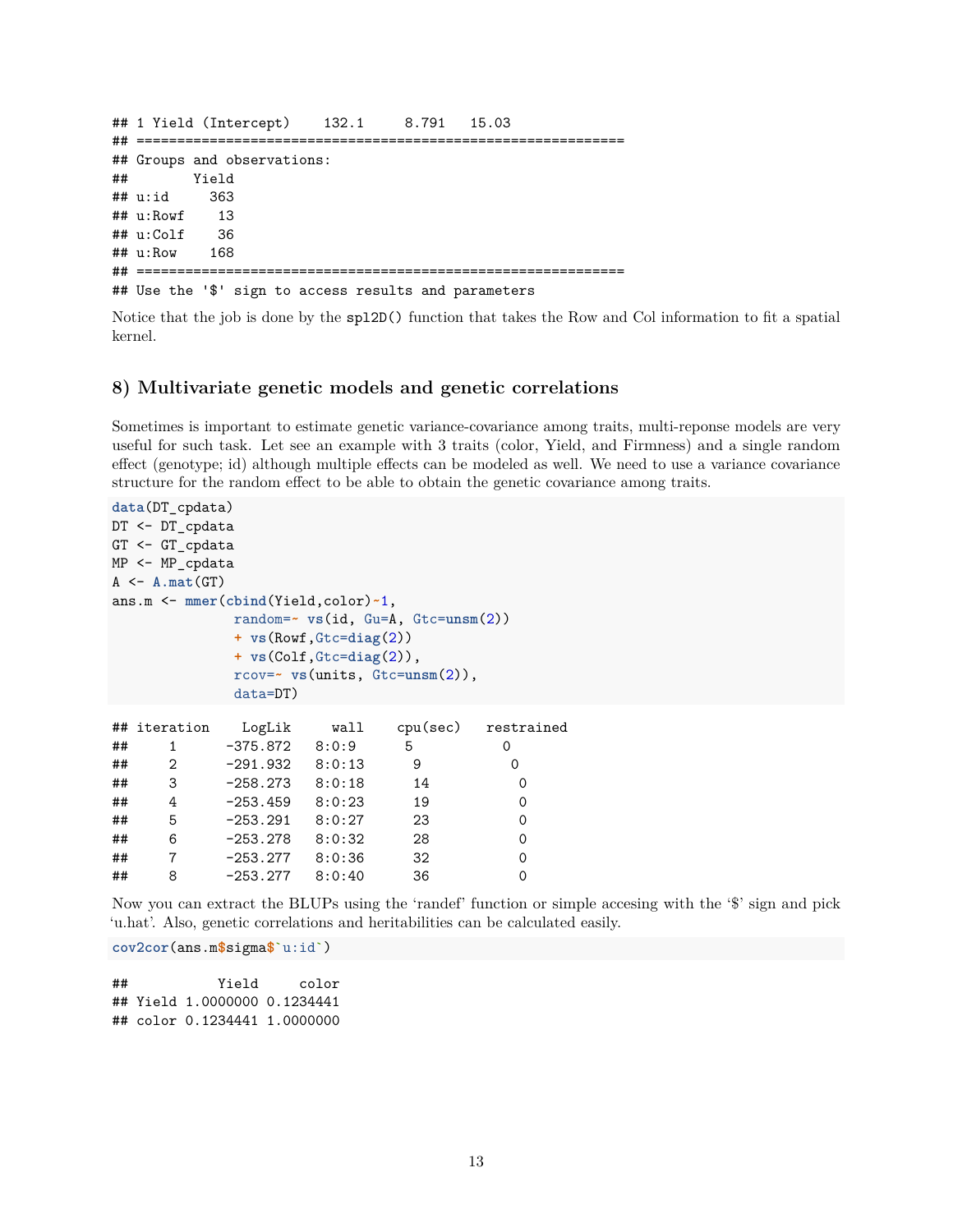```
## 1 Yield (Intercept)    132.1     8.791   15.03
## ============================================================
## Groups and observations:
##        Yield
## u:id     363
## u:Rowf    13
## u:Colf    36
## u:Row    168
## ============================================================
## Use the '$' sign to access results and parameters
```

Notice that the job is done by the `spl2D()` function that takes the Row and Col information to fit a spatial kernel.

## 8) Multivariate genetic models and genetic correlations

Sometimes is important to estimate genetic variance-covariance among traits, multi-reponse models are very useful for such task. Let see an example with 3 traits (color, Yield, and Firmness) and a single random effect (genotype; id) although multiple effects can be modeled as well. We need to use a variance covariance structure for the random effect to be able to obtain the genetic covariance among traits.

```
data(DT_cpdata)
DT <- DT_cpdata
GT <- GT_cpdata
MP <- MP_cpdata
A <- A.mat(GT)
ans.m <- mmer(cbind(Yield,color)~1,
              random=~ vs(id, Gu=A, Gtc=unsm(2))
              + vs(Rowf,Gtc=diag(2))
              + vs(Colf,Gtc=diag(2)),
              rcov=~ vs(units, Gtc=unsm(2)),
              data=DT)
```

```
## iteration    LogLik     wall    cpu(sec)   restrained
##     1      -375.872   8:0:9      5           0
##     2      -291.932   8:0:13      9           0
##     3      -258.273   8:0:18      14           0
##     4      -253.459   8:0:23      19           0
##     5      -253.291   8:0:27      23           0
##     6      -253.278   8:0:32      28           0
##     7      -253.277   8:0:36      32           0
##     8      -253.277   8:0:40      36           0
```

Now you can extract the BLUPs using the 'randef' function or simple accesing with the '$' sign and pick 'u.hat'. Also, genetic correlations and heritabilities can be calculated easily.

```
cov2cor(ans.m$sigma$`u:id`)
```

```
##           Yield     color
## Yield 1.0000000 0.1234441
## color 0.1234441 1.0000000
```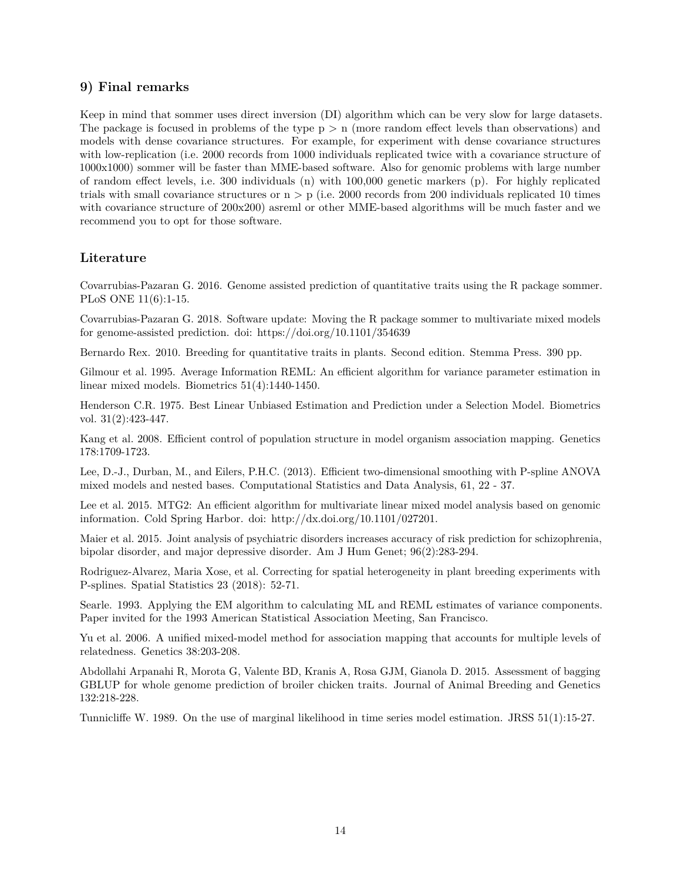## 9) Final remarks

Keep in mind that sommer uses direct inversion (DI) algorithm which can be very slow for large datasets. The package is focused in problems of the type p > n (more random effect levels than observations) and models with dense covariance structures. For example, for experiment with dense covariance structures with low-replication (i.e. 2000 records from 1000 individuals replicated twice with a covariance structure of 1000x1000) sommer will be faster than MME-based software. Also for genomic problems with large number of random effect levels, i.e. 300 individuals (n) with 100,000 genetic markers (p). For highly replicated trials with small covariance structures or n > p (i.e. 2000 records from 200 individuals replicated 10 times with covariance structure of 200x200) asreml or other MME-based algorithms will be much faster and we recommend you to opt for those software.

## Literature

Covarrubias-Pazaran G. 2016. Genome assisted prediction of quantitative traits using the R package sommer. PLoS ONE 11(6):1-15.

Covarrubias-Pazaran G. 2018. Software update: Moving the R package sommer to multivariate mixed models for genome-assisted prediction. doi: https://doi.org/10.1101/354639

Bernardo Rex. 2010. Breeding for quantitative traits in plants. Second edition. Stemma Press. 390 pp.

Gilmour et al. 1995. Average Information REML: An efficient algorithm for variance parameter estimation in linear mixed models. Biometrics 51(4):1440-1450.

Henderson C.R. 1975. Best Linear Unbiased Estimation and Prediction under a Selection Model. Biometrics vol. 31(2):423-447.

Kang et al. 2008. Efficient control of population structure in model organism association mapping. Genetics 178:1709-1723.

Lee, D.-J., Durban, M., and Eilers, P.H.C. (2013). Efficient two-dimensional smoothing with P-spline ANOVA mixed models and nested bases. Computational Statistics and Data Analysis, 61, 22 - 37.

Lee et al. 2015. MTG2: An efficient algorithm for multivariate linear mixed model analysis based on genomic information. Cold Spring Harbor. doi: http://dx.doi.org/10.1101/027201.

Maier et al. 2015. Joint analysis of psychiatric disorders increases accuracy of risk prediction for schizophrenia, bipolar disorder, and major depressive disorder. Am J Hum Genet; 96(2):283-294.

Rodriguez-Alvarez, Maria Xose, et al. Correcting for spatial heterogeneity in plant breeding experiments with P-splines. Spatial Statistics 23 (2018): 52-71.

Searle. 1993. Applying the EM algorithm to calculating ML and REML estimates of variance components. Paper invited for the 1993 American Statistical Association Meeting, San Francisco.

Yu et al. 2006. A unified mixed-model method for association mapping that accounts for multiple levels of relatedness. Genetics 38:203-208.

Abdollahi Arpanahi R, Morota G, Valente BD, Kranis A, Rosa GJM, Gianola D. 2015. Assessment of bagging GBLUP for whole genome prediction of broiler chicken traits. Journal of Animal Breeding and Genetics 132:218-228.

Tunnicliffe W. 1989. On the use of marginal likelihood in time series model estimation. JRSS 51(1):15-27.